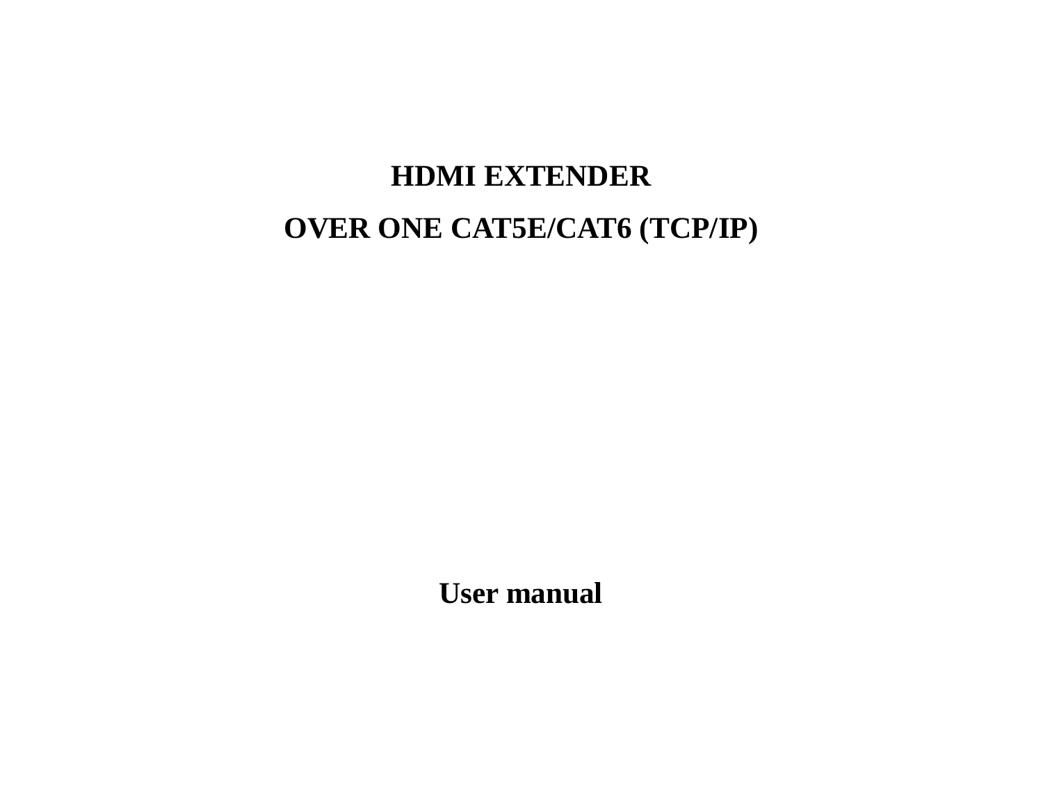# HDMI EXTENDER

# OVER ONE CAT5E/CAT6 (TCP/IP)

## User manual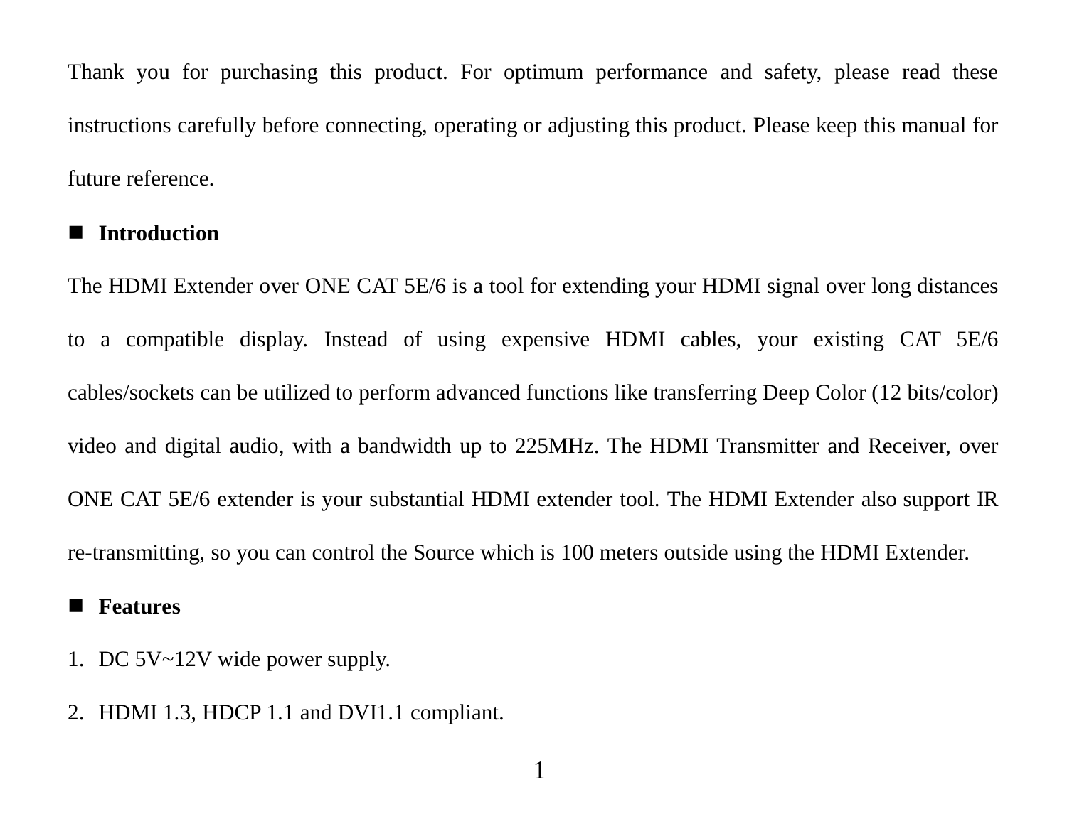Thank you for purchasing this product. For optimum performance and safety, please read these instructions carefully before connecting, operating or adjusting this product. Please keep this manual for future reference.

## Introduction

The HDMI Extender over ONE CAT 5E/6 is a tool for extending your HDMI signal over long distances to a compatible display. Instead of using expensive HDMI cables, your existing CAT 5E/6 cables/sockets can be utilized to perform advanced functions like transferring Deep Color (12 bits/color) video and digital audio, with a bandwidth up to 225MHz. The HDMI Transmitter and Receiver, over ONE CAT 5E/6 extender is your substantial HDMI extender tool. The HDMI Extender also support IR re-transmitting, so you can control the Source which is 100 meters outside using the HDMI Extender.

## Features

1. DC 5V~12V wide power supply.
2. HDMI 1.3, HDCP 1.1 and DVI1.1 compliant.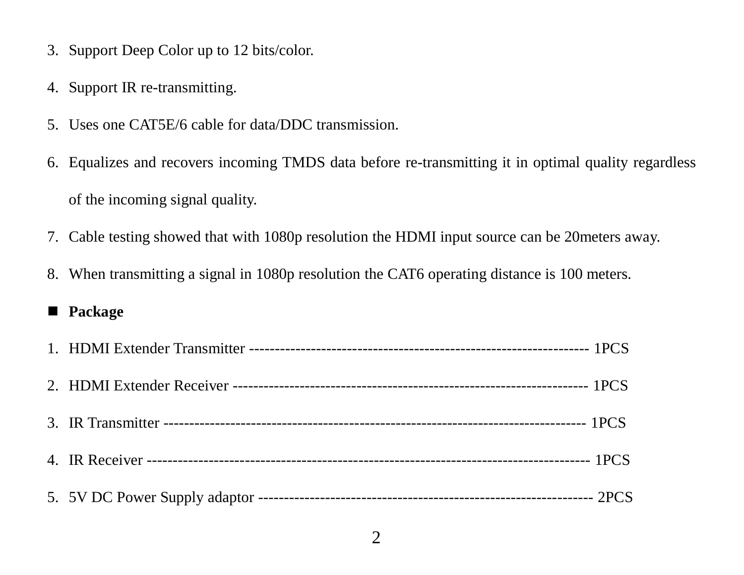3. Support Deep Color up to 12 bits/color.
4. Support IR re-transmitting.
5. Uses one CAT5E/6 cable for data/DDC transmission.
6. Equalizes and recovers incoming TMDS data before re-transmitting it in optimal quality regardless of the incoming signal quality.
7. Cable testing showed that with 1080p resolution the HDMI input source can be 20meters away.
8. When transmitting a signal in 1080p resolution the CAT6 operating distance is 100 meters.

- **Package**

1. HDMI Extender Transmitter ------------------------------------------------------------------ 1PCS
2. HDMI Extender Receiver -------------------------------------------------------------------- 1PCS
3. IR Transmitter ---------------------------------------------------------------------------------- 1PCS
4. IR Receiver ------------------------------------------------------------------------------------- 1PCS
5. 5V DC Power Supply adaptor ---------------------------------------------------------------- 2PCS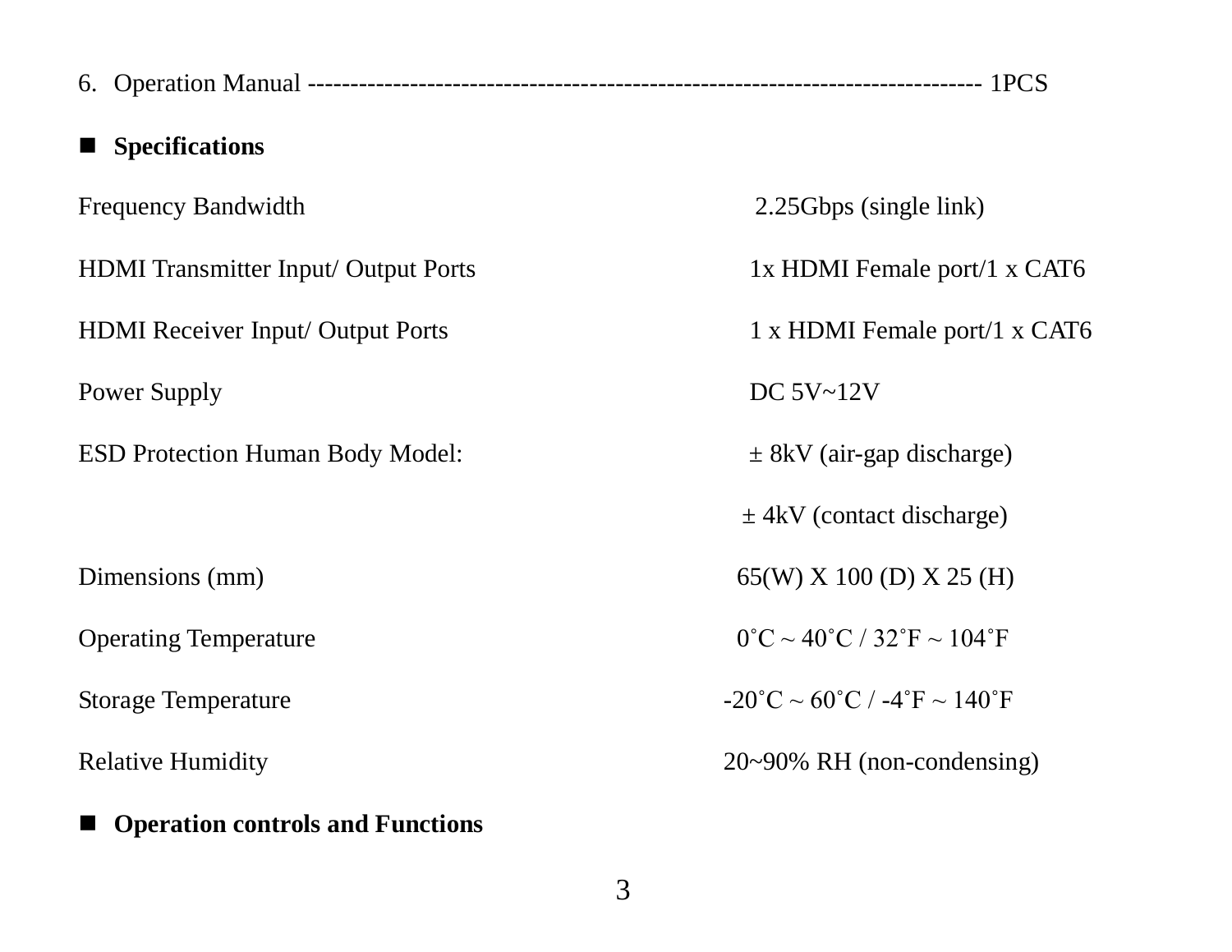6. Operation Manual ------------------------------------------------------------------------------- 1PCS

## Specifications

| | |
|---|---|
| Frequency Bandwidth | 2.25Gbps (single link) |
| HDMI Transmitter Input/ Output Ports | 1x HDMI Female port/1 x CAT6 |
| HDMI Receiver Input/ Output Ports | 1 x HDMI Female port/1 x CAT6 |
| Power Supply | DC 5V~12V |
| ESD Protection Human Body Model: | ± 8kV (air-gap discharge) |
| | ± 4kV (contact discharge) |
| Dimensions (mm) | 65(W) X 100 (D) X 25 (H) |
| Operating Temperature | 0˚C ~ 40˚C / 32˚F ~ 104˚F |
| Storage Temperature | -20˚C ~ 60˚C / -4˚F ~ 140˚F |
| Relative Humidity | 20~90% RH (non-condensing) |

## Operation controls and Functions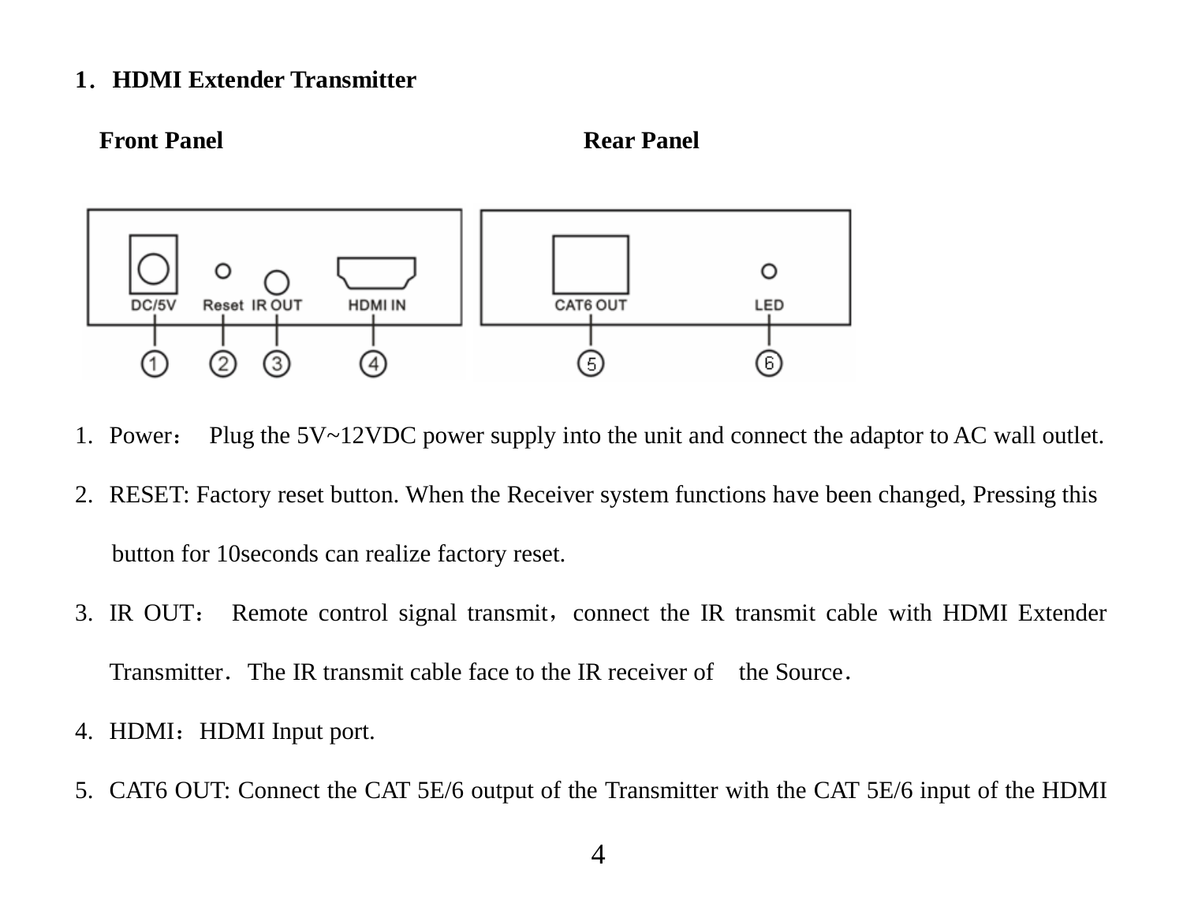# 1．HDMI Extender Transmitter

**Front Panel** **Rear Panel**

1. Power： Plug the 5V~12VDC power supply into the unit and connect the adaptor to AC wall outlet.
2. RESET: Factory reset button. When the Receiver system functions have been changed, Pressing this button for 10seconds can realize factory reset.
3. IR OUT： Remote control signal transmit，connect the IR transmit cable with HDMI Extender Transmitter．The IR transmit cable face to the IR receiver of the Source．
4. HDMI：HDMI Input port.
5. CAT6 OUT: Connect the CAT 5E/6 output of the Transmitter with the CAT 5E/6 input of the HDMI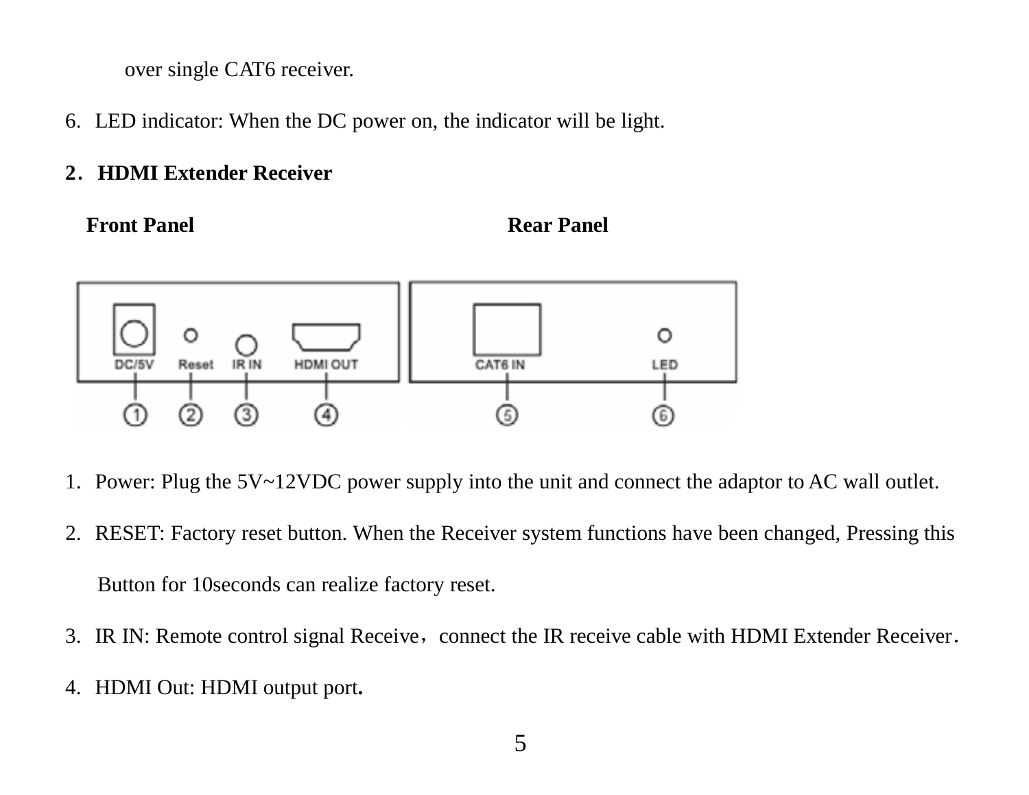over single CAT6 receiver.

6. LED indicator: When the DC power on, the indicator will be light.

## 2．HDMI Extender Receiver

**Front Panel** **Rear Panel**

1. Power: Plug the 5V~12VDC power supply into the unit and connect the adaptor to AC wall outlet.
2. RESET: Factory reset button. When the Receiver system functions have been changed, Pressing this Button for 10seconds can realize factory reset.
3. IR IN: Remote control signal Receive，connect the IR receive cable with HDMI Extender Receiver.
4. HDMI Out: HDMI output port.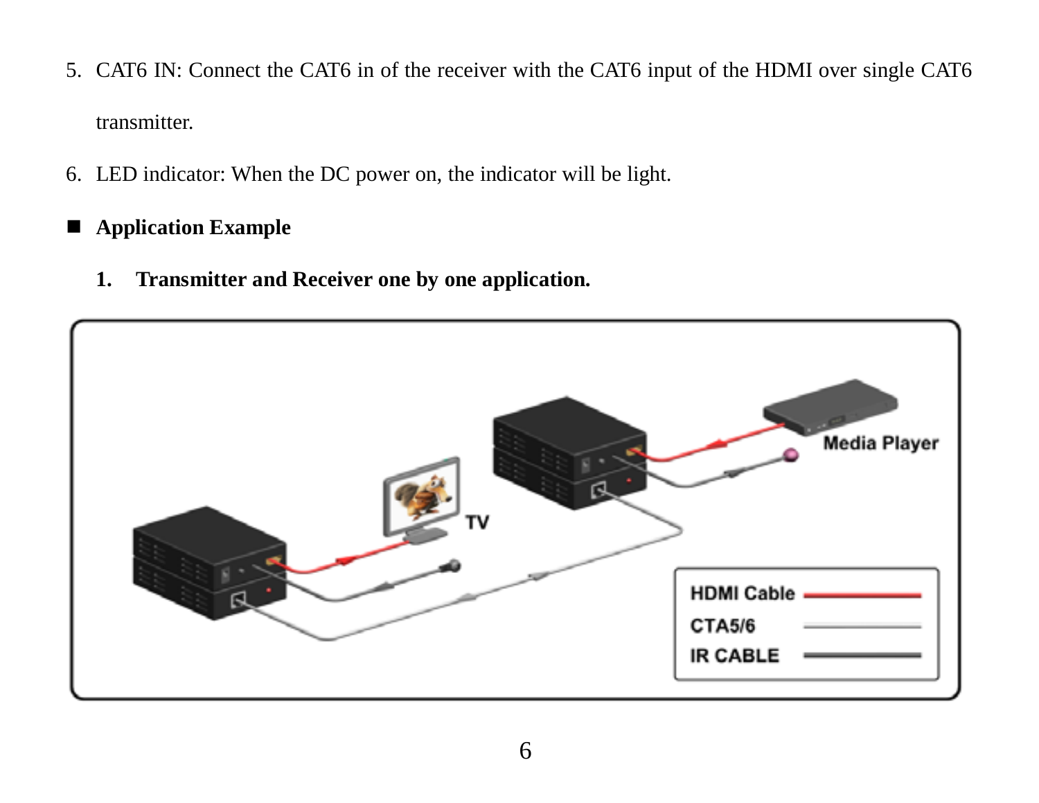5. CAT6 IN: Connect the CAT6 in of the receiver with the CAT6 input of the HDMI over single CAT6 transmitter.
6. LED indicator: When the DC power on, the indicator will be light.

- **Application Example**

  **1. Transmitter and Receiver one by one application.**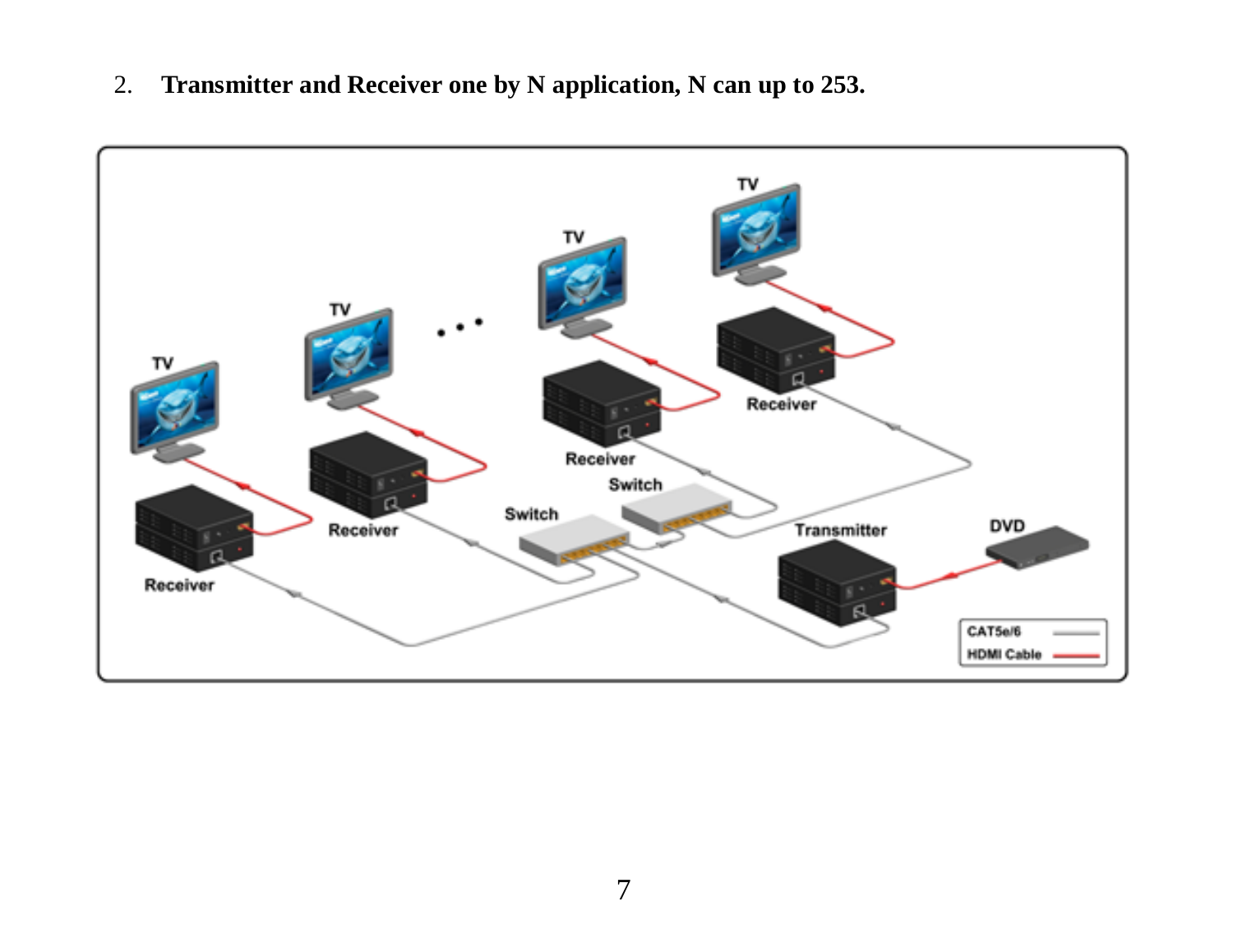2. **Transmitter and Receiver one by N application, N can up to 253.**

TV

TV

TV

TV

Receiver

Receiver

Receiver

Receiver

Switch

Switch

Transmitter

DVD

CAT5e/6

HDMI Cable